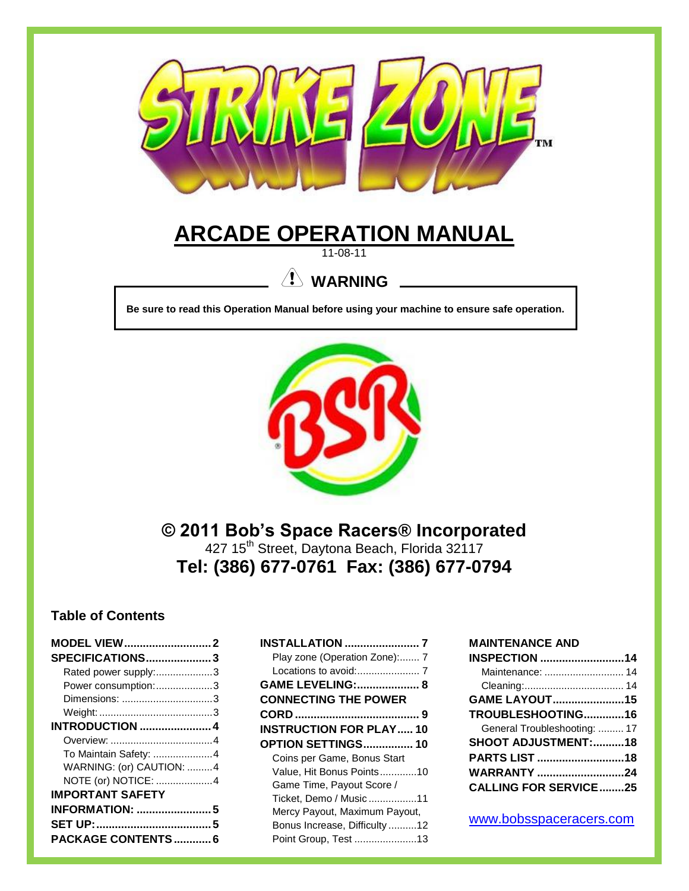# STRIKE ZONE™

# ARCADE OPERATION MANUAL

11-08-11

**⚠ WARNING**

**Be sure to read this Operation Manual before using your machine to ensure safe operation.**

**© 2011 Bob's Space Racers® Incorporated**

427 15th Street, Daytona Beach, Florida 32117

**Tel: (386) 677-0761 Fax: (386) 677-0794**

## Table of Contents

**MODEL VIEW** ........................... 2
**SPECIFICATIONS** ..................... 3
- Rated power supply: .................... 3
- Power consumption: .................... 3
- Dimensions: ................................ 3
- Weight: ........................................ 3

**INTRODUCTION** ....................... 4
- Overview: .................................... 4
- To Maintain Safety: ..................... 4
- WARNING: (or) CAUTION: ......... 4
- NOTE (or) NOTICE: .................... 4

**IMPORTANT SAFETY INFORMATION:** ........................ 5
**SET UP:** .................................... 5
**PACKAGE CONTENTS** ............ 6
**INSTALLATION** ........................ 7
- Play zone (Operation Zone): ....... 7
- Locations to avoid: ...................... 7

**GAME LEVELING:** .................... 8
**CONNECTING THE POWER CORD** ........................................ 9
**INSTRUCTION FOR PLAY** ..... 10
**OPTION SETTINGS** ................ 10
- Coins per Game, Bonus Start Value, Hit Bonus Points ............. 10
- Game Time, Payout Score / Ticket, Demo / Music ................. 11
- Mercy Payout, Maximum Payout, Bonus Increase, Difficulty .......... 12
- Point Group, Test ...................... 13

**MAINTENANCE AND INSPECTION** .......................... 14
- Maintenance: ............................ 14
- Cleaning: ................................... 14

**GAME LAYOUT** ....................... 15
**TROUBLESHOOTING** ............. 16
- General Troubleshooting: ......... 17

**SHOOT ADJUSTMENT:** .......... 18
**PARTS LIST** ............................ 18
**WARRANTY** ............................ 24
**CALLING FOR SERVICE** ........ 25

www.bobsspaceracers.com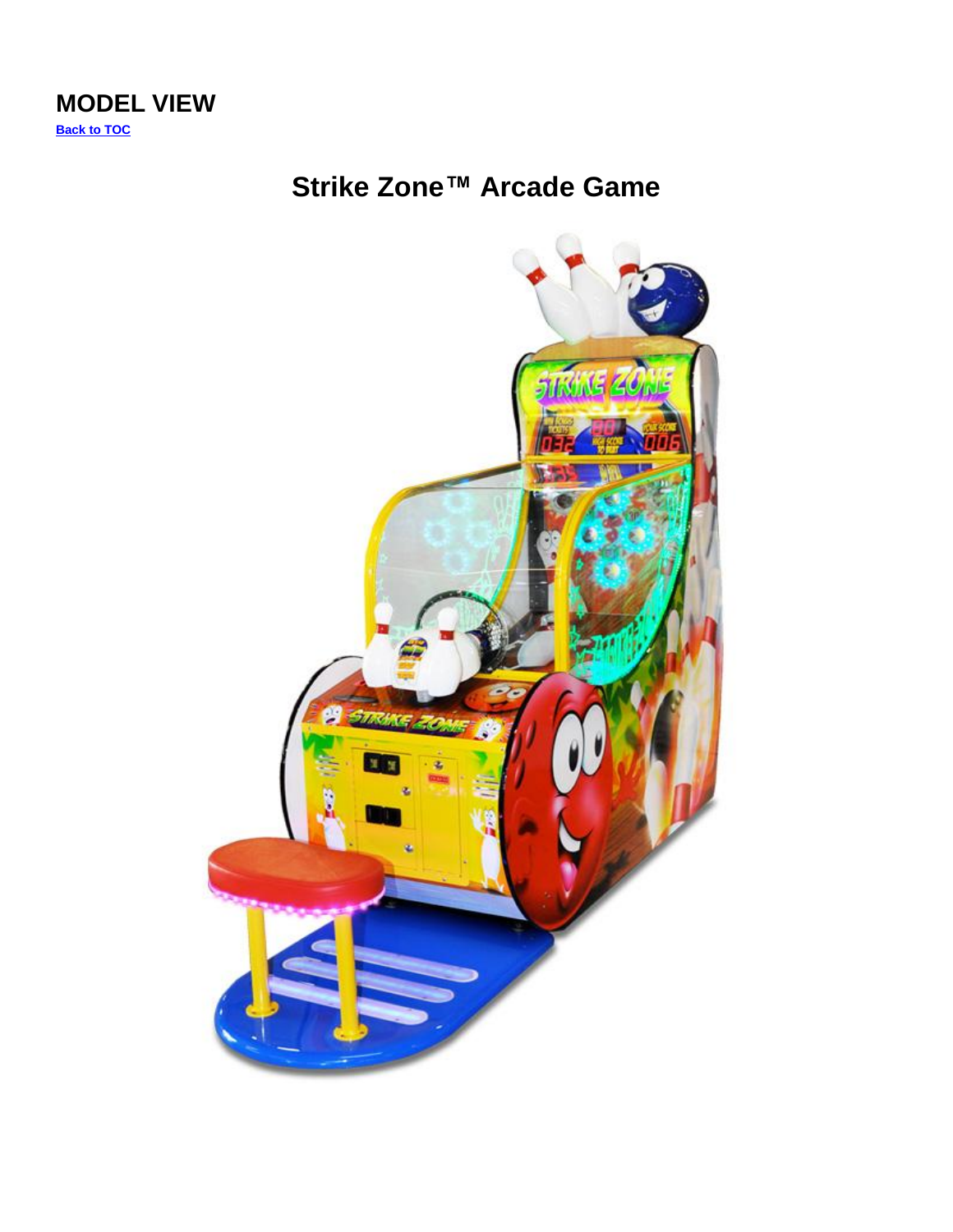# MODEL VIEW

[Back to TOC]

## Strike Zone™ Arcade Game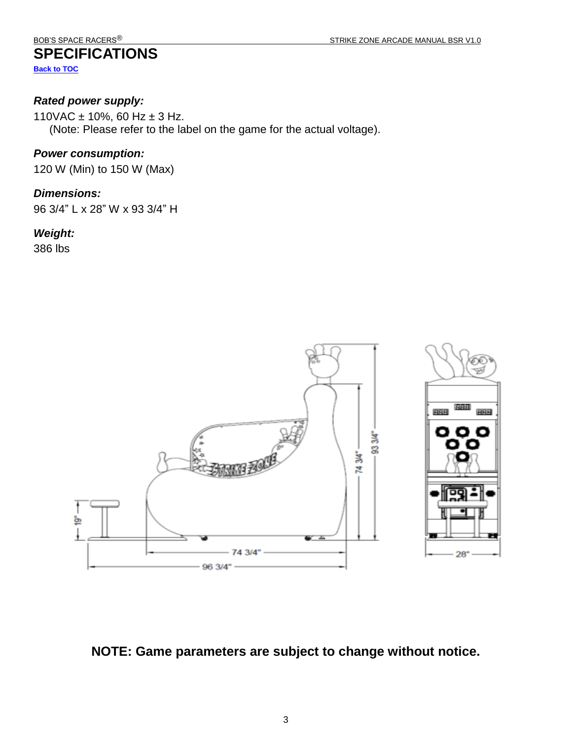# SPECIFICATIONS

Back to TOC

***Rated power supply:***

110VAC ± 10%, 60 Hz ± 3 Hz.

(Note: Please refer to the label on the game for the actual voltage).

***Power consumption:***

120 W (Min) to 150 W (Max)

***Dimensions:***

96 3/4” L x 28” W x 93 3/4” H

***Weight:***

386 lbs

19"

74 3/4"

93 3/4"

74 3/4"

96 3/4"

28"

**NOTE: Game parameters are subject to change without notice.**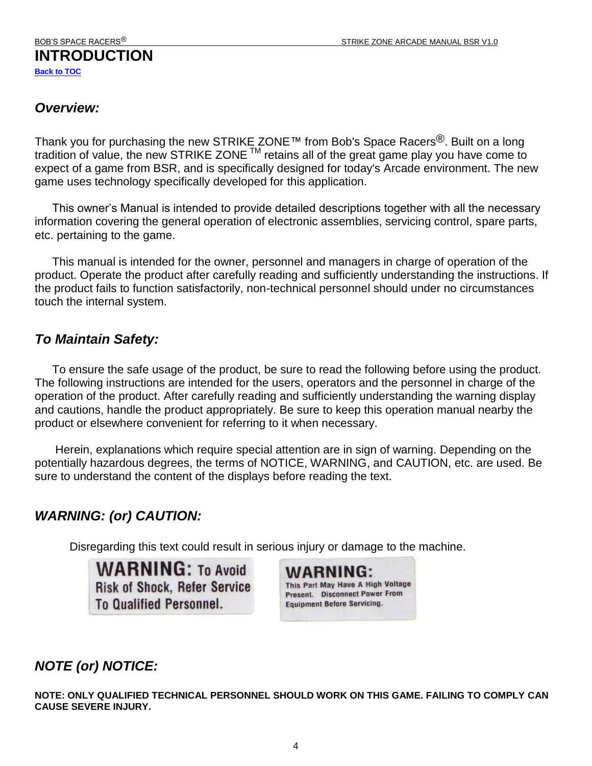# INTRODUCTION

Back to TOC

### *Overview:*

Thank you for purchasing the new STRIKE ZONE™ from Bob's Space Racers®. Built on a long tradition of value, the new STRIKE ZONE ™ retains all of the great game play you have come to expect of a game from BSR, and is specifically designed for today's Arcade environment. The new game uses technology specifically developed for this application.

This owner's Manual is intended to provide detailed descriptions together with all the necessary information covering the general operation of electronic assemblies, servicing control, spare parts, etc. pertaining to the game.

This manual is intended for the owner, personnel and managers in charge of operation of the product. Operate the product after carefully reading and sufficiently understanding the instructions. If the product fails to function satisfactorily, non-technical personnel should under no circumstances touch the internal system.

### *To Maintain Safety:*

To ensure the safe usage of the product, be sure to read the following before using the product. The following instructions are intended for the users, operators and the personnel in charge of the operation of the product. After carefully reading and sufficiently understanding the warning display and cautions, handle the product appropriately. Be sure to keep this operation manual nearby the product or elsewhere convenient for referring to it when necessary.

Herein, explanations which require special attention are in sign of warning. Depending on the potentially hazardous degrees, the terms of NOTICE, WARNING, and CAUTION, etc. are used. Be sure to understand the content of the displays before reading the text.

### *WARNING: (or) CAUTION:*

Disregarding this text could result in serious injury or damage to the machine.

**WARNING:** To Avoid Risk of Shock, Refer Service To Qualified Personnel.

**WARNING:** This Part May Have A High Voltage Present. Disconnect Power From Equipment Before Servicing.

### *NOTE (or) NOTICE:*

**NOTE: ONLY QUALIFIED TECHNICAL PERSONNEL SHOULD WORK ON THIS GAME. FAILING TO COMPLY CAN CAUSE SEVERE INJURY.**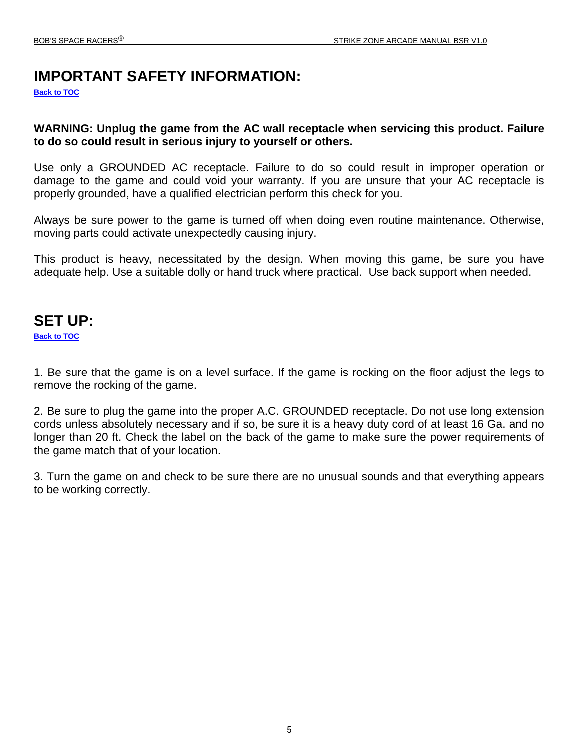# IMPORTANT SAFETY INFORMATION:

**Back to TOC**

**WARNING: Unplug the game from the AC wall receptacle when servicing this product. Failure to do so could result in serious injury to yourself or others.**

Use only a GROUNDED AC receptacle. Failure to do so could result in improper operation or damage to the game and could void your warranty. If you are unsure that your AC receptacle is properly grounded, have a qualified electrician perform this check for you.

Always be sure power to the game is turned off when doing even routine maintenance. Otherwise, moving parts could activate unexpectedly causing injury.

This product is heavy, necessitated by the design. When moving this game, be sure you have adequate help. Use a suitable dolly or hand truck where practical. Use back support when needed.

# SET UP:

**Back to TOC**

1. Be sure that the game is on a level surface. If the game is rocking on the floor adjust the legs to remove the rocking of the game.

2. Be sure to plug the game into the proper A.C. GROUNDED receptacle. Do not use long extension cords unless absolutely necessary and if so, be sure it is a heavy duty cord of at least 16 Ga. and no longer than 20 ft. Check the label on the back of the game to make sure the power requirements of the game match that of your location.

3. Turn the game on and check to be sure there are no unusual sounds and that everything appears to be working correctly.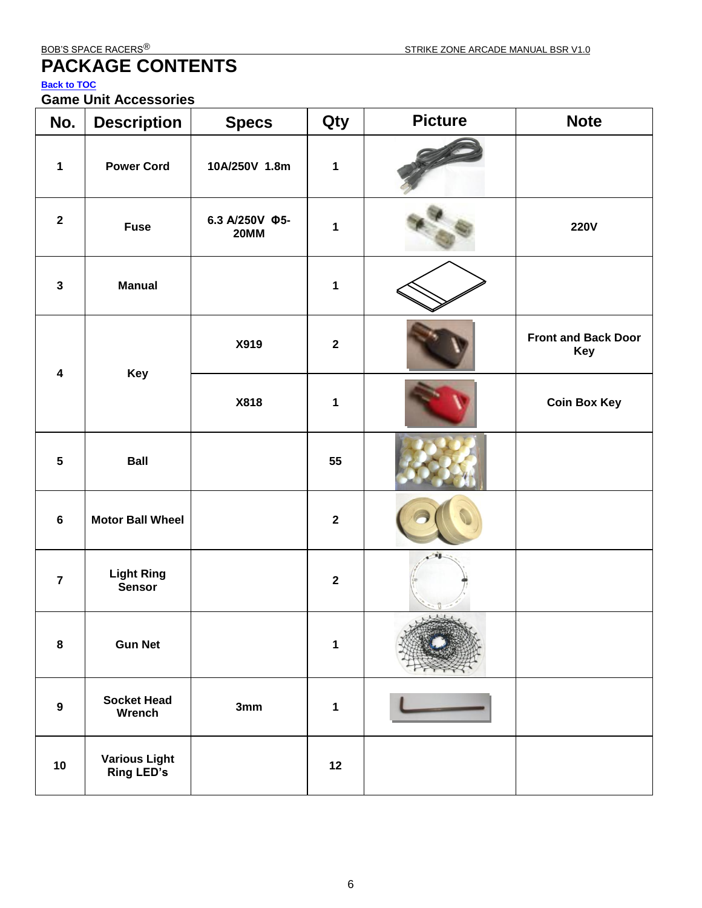# PACKAGE CONTENTS

Back to TOC

## Game Unit Accessories

| No. | Description | Specs | Qty | Picture | Note |
|---|---|---|---|---|---|
| 1 | Power Cord | 10A/250V 1.8m | 1 | | |
| 2 | Fuse | 6.3 A/250V Φ5-20MM | 1 | | 220V |
| 3 | Manual | | 1 | | |
| 4 | Key | X919 | 2 | | Front and Back Door Key |
| | | X818 | 1 | | Coin Box Key |
| 5 | Ball | | 55 | | |
| 6 | Motor Ball Wheel | | 2 | | |
| 7 | Light Ring Sensor | | 2 | | |
| 8 | Gun Net | | 1 | | |
| 9 | Socket Head Wrench | 3mm | 1 | | |
| 10 | Various Light Ring LED's | | 12 | | |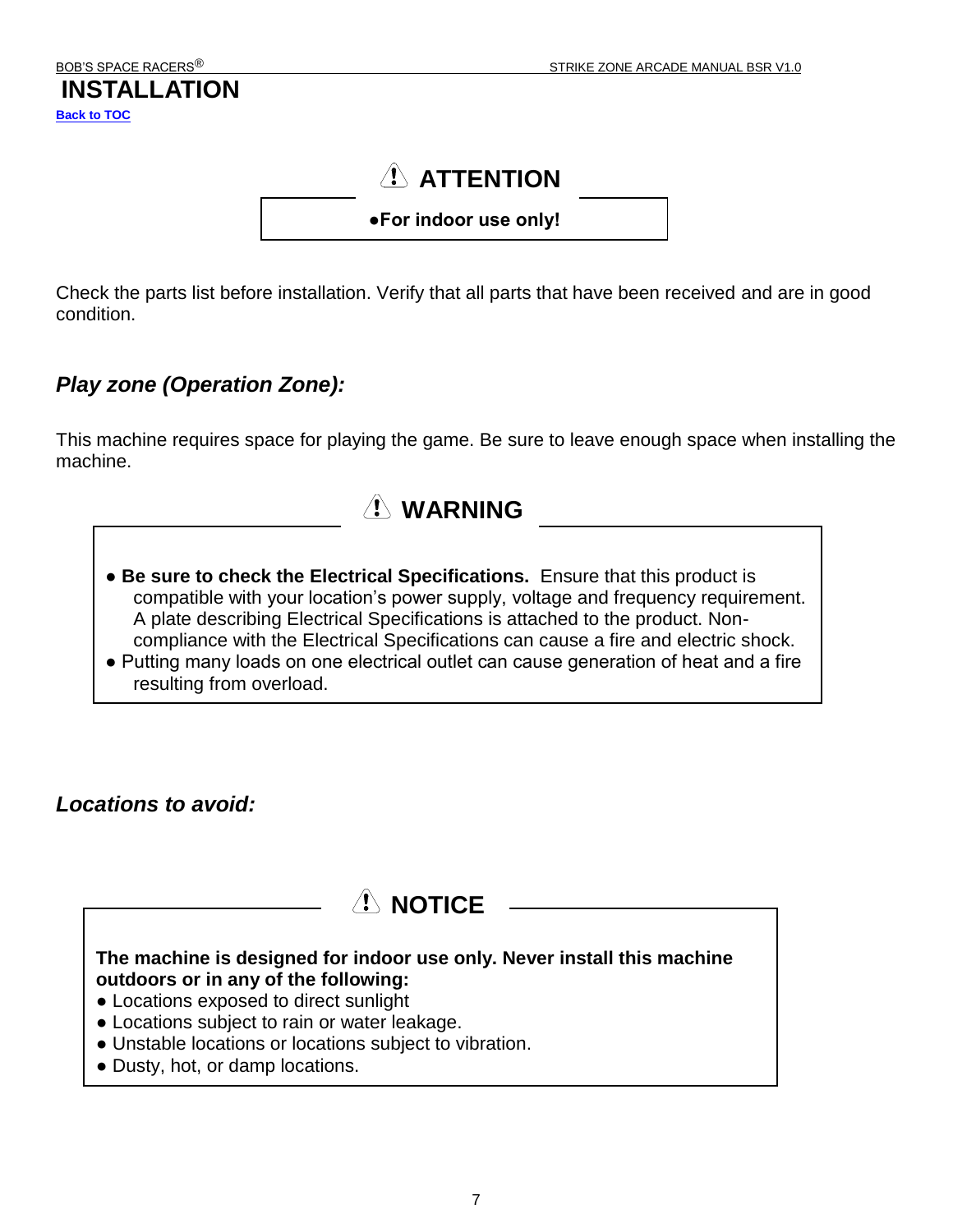# INSTALLATION

Back to TOC

**⚠ ATTENTION**

**●For indoor use only!**

Check the parts list before installation. Verify that all parts that have been received and are in good condition.

## *Play zone (Operation Zone):*

This machine requires space for playing the game. Be sure to leave enough space when installing the machine.

**⚠ WARNING**

- **Be sure to check the Electrical Specifications.** Ensure that this product is compatible with your location's power supply, voltage and frequency requirement. A plate describing Electrical Specifications is attached to the product. Non-compliance with the Electrical Specifications can cause a fire and electric shock.
- Putting many loads on one electrical outlet can cause generation of heat and a fire resulting from overload.

## *Locations to avoid:*

**⚠ NOTICE**

**The machine is designed for indoor use only. Never install this machine outdoors or in any of the following:**

- Locations exposed to direct sunlight
- Locations subject to rain or water leakage.
- Unstable locations or locations subject to vibration.
- Dusty, hot, or damp locations.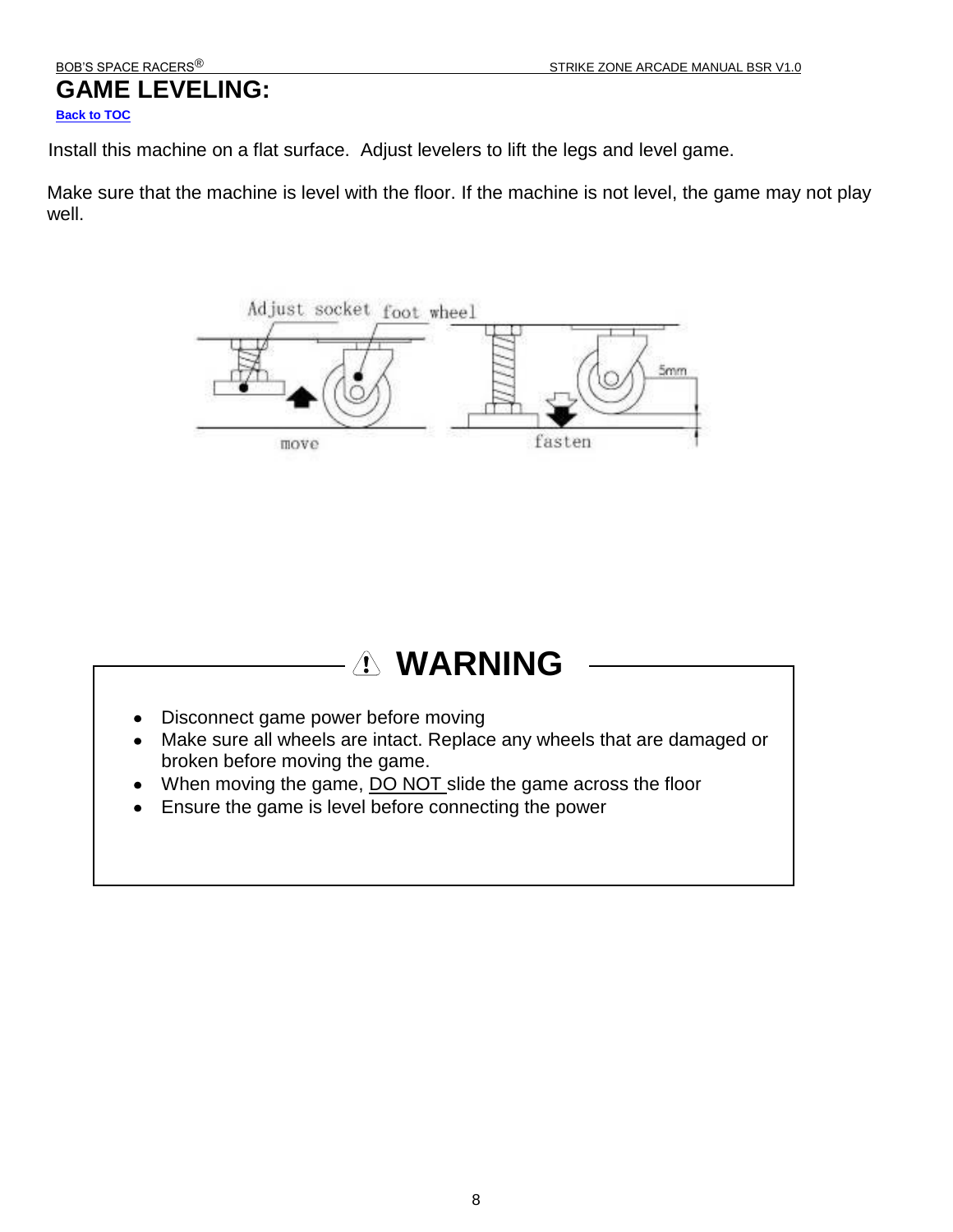# GAME LEVELING:

Back to TOC

Install this machine on a flat surface. Adjust levelers to lift the legs and level game.

Make sure that the machine is level with the floor. If the machine is not level, the game may not play well.

Adjust socket
foot
wheel
5mm
move
fasten

## ⚠ WARNING

- Disconnect game power before moving
- Make sure all wheels are intact. Replace any wheels that are damaged or broken before moving the game.
- When moving the game, DO NOT slide the game across the floor
- Ensure the game is level before connecting the power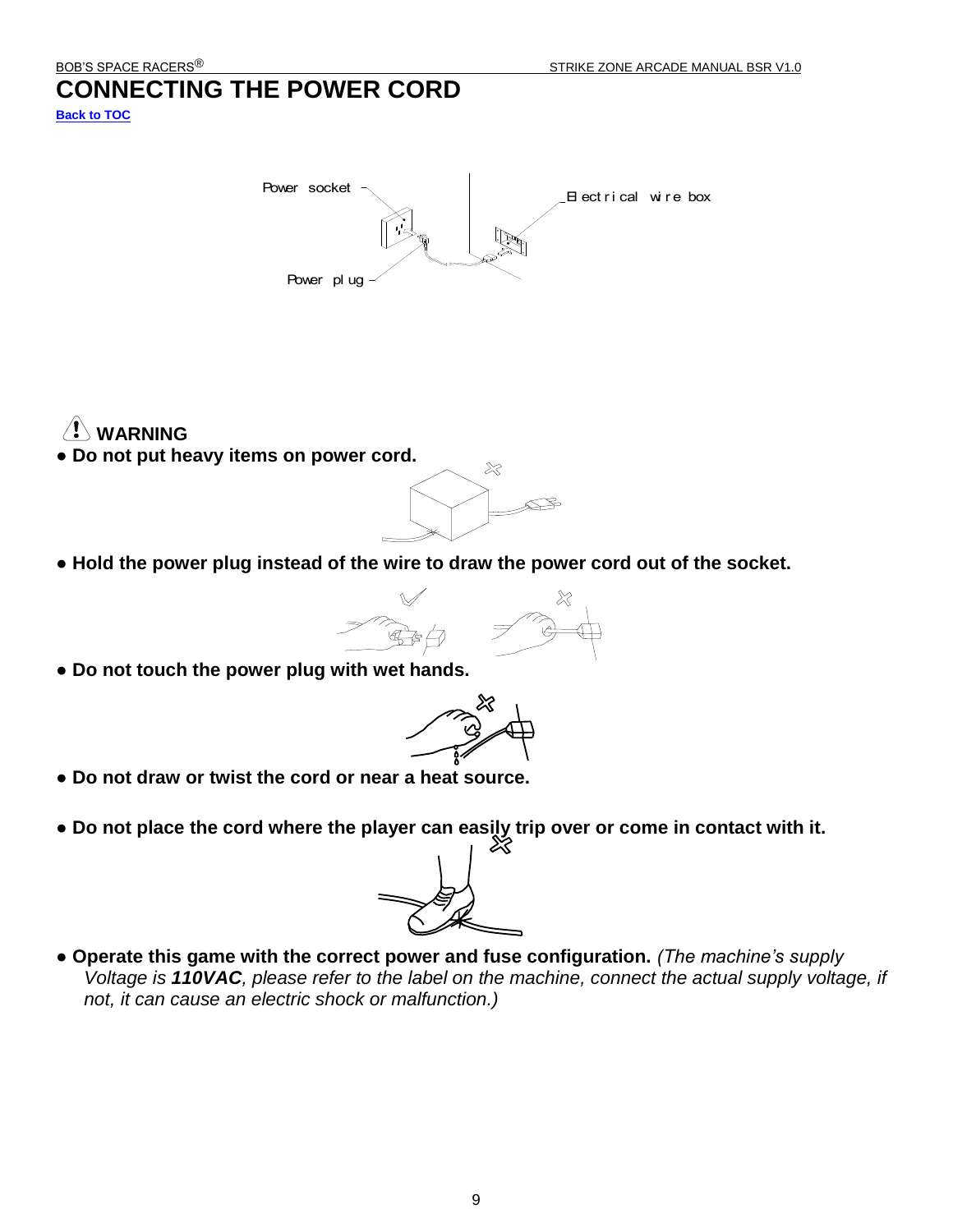# CONNECTING THE POWER CORD

Back to TOC

Power socket

Electrical wire box

Power plug

⚠ **WARNING**

- **Do not put heavy items on power cord.**
- **Hold the power plug instead of the wire to draw the power cord out of the socket.**
- **Do not touch the power plug with wet hands.**
- **Do not draw or twist the cord or near a heat source.**
- **Do not place the cord where the player can easily trip over or come in contact with it.**
- **Operate this game with the correct power and fuse configuration.** *(The machine's supply Voltage is **110VAC**, please refer to the label on the machine, connect the actual supply voltage, if not, it can cause an electric shock or malfunction.)*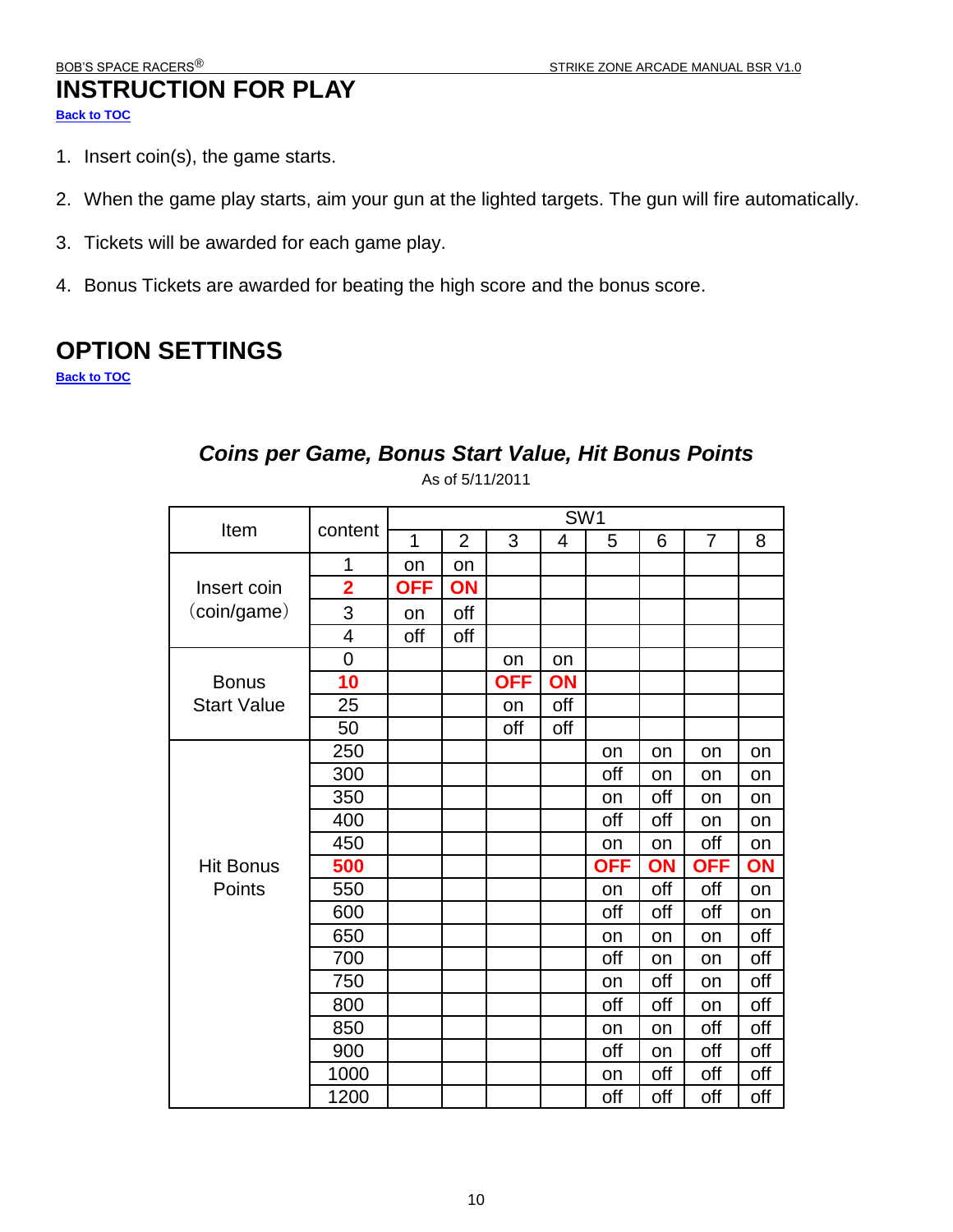# INSTRUCTION FOR PLAY

Back to TOC

1. Insert coin(s), the game starts.
2. When the game play starts, aim your gun at the lighted targets. The gun will fire automatically.
3. Tickets will be awarded for each game play.
4. Bonus Tickets are awarded for beating the high score and the bonus score.

# OPTION SETTINGS

Back to TOC

***Coins per Game, Bonus Start Value, Hit Bonus Points***

As of 5/11/2011

| Item | content | SW1 | | | | | | | |
|---|---|---|---|---|---|---|---|---|---|
| | | 1 | 2 | 3 | 4 | 5 | 6 | 7 | 8 |
| Insert coin (coin/game) | 1 | on | on | | | | | | |
| | **2** | **OFF** | **ON** | | | | | | |
| | 3 | on | off | | | | | | |
| | 4 | off | off | | | | | | |
| Bonus Start Value | 0 | | | on | on | | | | |
| | **10** | | | **OFF** | **ON** | | | | |
| | 25 | | | on | off | | | | |
| | 50 | | | off | off | | | | |
| Hit Bonus Points | 250 | | | | | on | on | on | on |
| | 300 | | | | | off | on | on | on |
| | 350 | | | | | on | off | on | on |
| | 400 | | | | | off | off | on | on |
| | 450 | | | | | on | on | off | on |
| | **500** | | | | | **OFF** | **ON** | **OFF** | **ON** |
| | 550 | | | | | on | off | off | on |
| | 600 | | | | | off | off | off | on |
| | 650 | | | | | on | on | on | off |
| | 700 | | | | | off | on | on | off |
| | 750 | | | | | on | off | on | off |
| | 800 | | | | | off | off | on | off |
| | 850 | | | | | on | on | off | off |
| | 900 | | | | | off | on | off | off |
| | 1000 | | | | | on | off | off | off |
| | 1200 | | | | | off | off | off | off |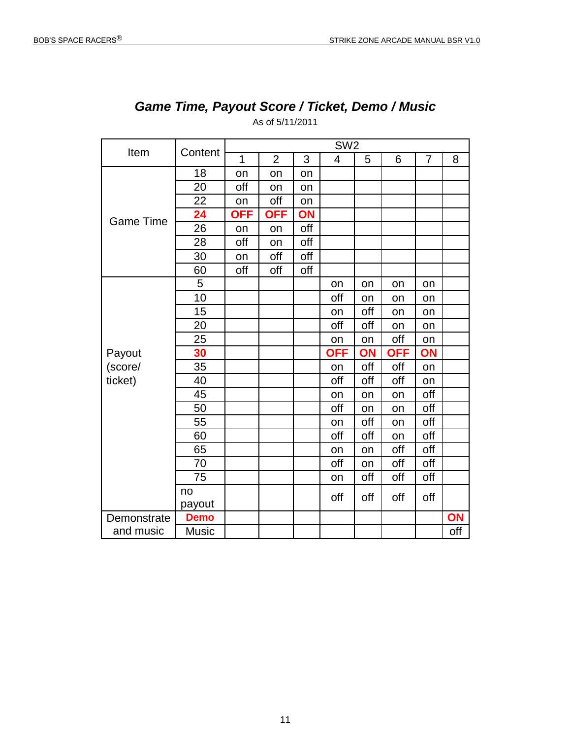## *Game Time, Payout Score / Ticket, Demo / Music*

As of 5/11/2011

| Item | Content | SW2 | | | | | | | |
|---|---|---|---|---|---|---|---|---|---|
| | | 1 | 2 | 3 | 4 | 5 | 6 | 7 | 8 |
| Game Time | 18 | on | on | on | | | | | |
| | 20 | off | on | on | | | | | |
| | 22 | on | off | on | | | | | |
| | **24** | **OFF** | **OFF** | **ON** | | | | | |
| | 26 | on | on | off | | | | | |
| | 28 | off | on | off | | | | | |
| | 30 | on | off | off | | | | | |
| | 60 | off | off | off | | | | | |
| Payout (score/ ticket) | 5 | | | | on | on | on | on | |
| | 10 | | | | off | on | on | on | |
| | 15 | | | | on | off | on | on | |
| | 20 | | | | off | off | on | on | |
| | 25 | | | | on | on | off | on | |
| | **30** | | | | **OFF** | **ON** | **OFF** | **ON** | |
| | 35 | | | | on | off | off | on | |
| | 40 | | | | off | off | off | on | |
| | 45 | | | | on | on | on | off | |
| | 50 | | | | off | on | on | off | |
| | 55 | | | | on | off | on | off | |
| | 60 | | | | off | off | on | off | |
| | 65 | | | | on | on | off | off | |
| | 70 | | | | off | on | off | off | |
| | 75 | | | | on | off | off | off | |
| | no payout | | | | off | off | off | off | |
| Demonstrate and music | **Demo** | | | | | | | | **ON** |
| | Music | | | | | | | | off |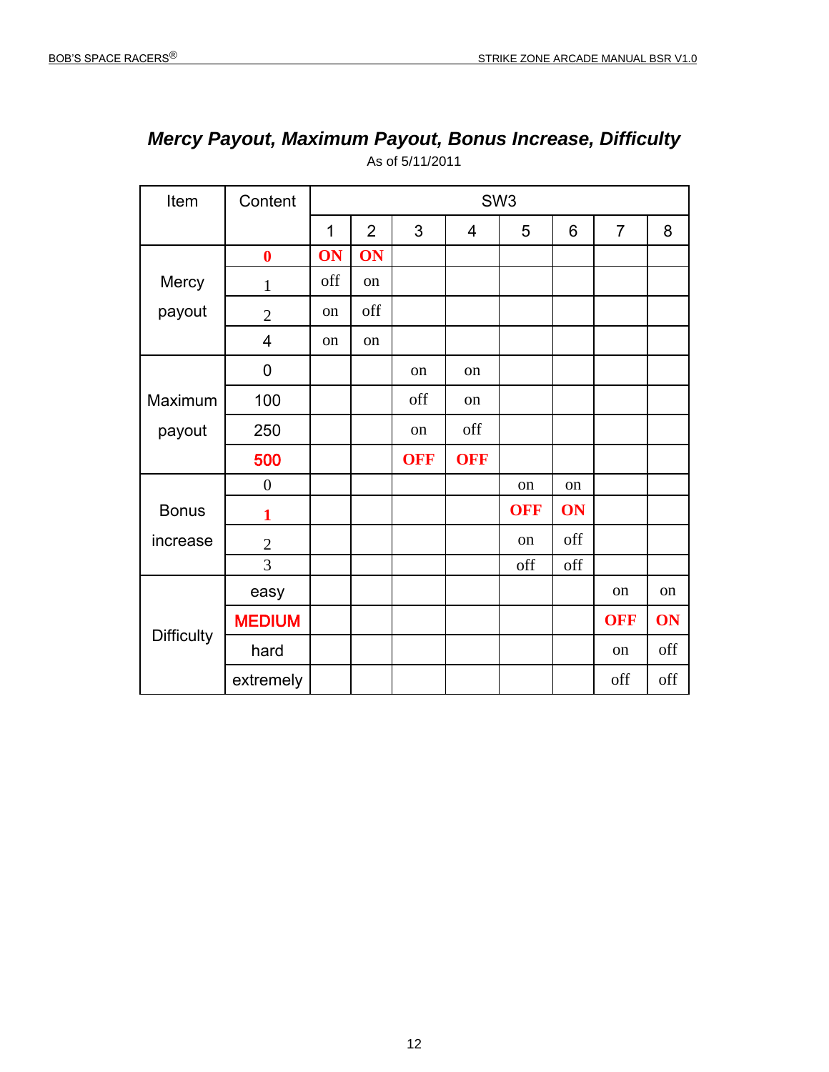## *Mercy Payout, Maximum Payout, Bonus Increase, Difficulty*

As of 5/11/2011

| Item | Content | SW3 | | | | | | | |
|---|---|---|---|---|---|---|---|---|---|
| | | 1 | 2 | 3 | 4 | 5 | 6 | 7 | 8 |
| Mercy payout | **0** | **ON** | **ON** | | | | | | |
| | 1 | off | on | | | | | | |
| | 2 | on | off | | | | | | |
| | 4 | on | on | | | | | | |
| Maximum payout | 0 | | | on | on | | | | |
| | 100 | | | off | on | | | | |
| | 250 | | | on | off | | | | |
| | **500** | | | **OFF** | **OFF** | | | | |
| Bonus increase | 0 | | | | | on | on | | |
| | **1** | | | | | **OFF** | **ON** | | |
| | 2 | | | | | on | off | | |
| | 3 | | | | | off | off | | |
| Difficulty | easy | | | | | | | on | on |
| | **MEDIUM** | | | | | | | **OFF** | **ON** |
| | hard | | | | | | | on | off |
| | extremely | | | | | | | off | off |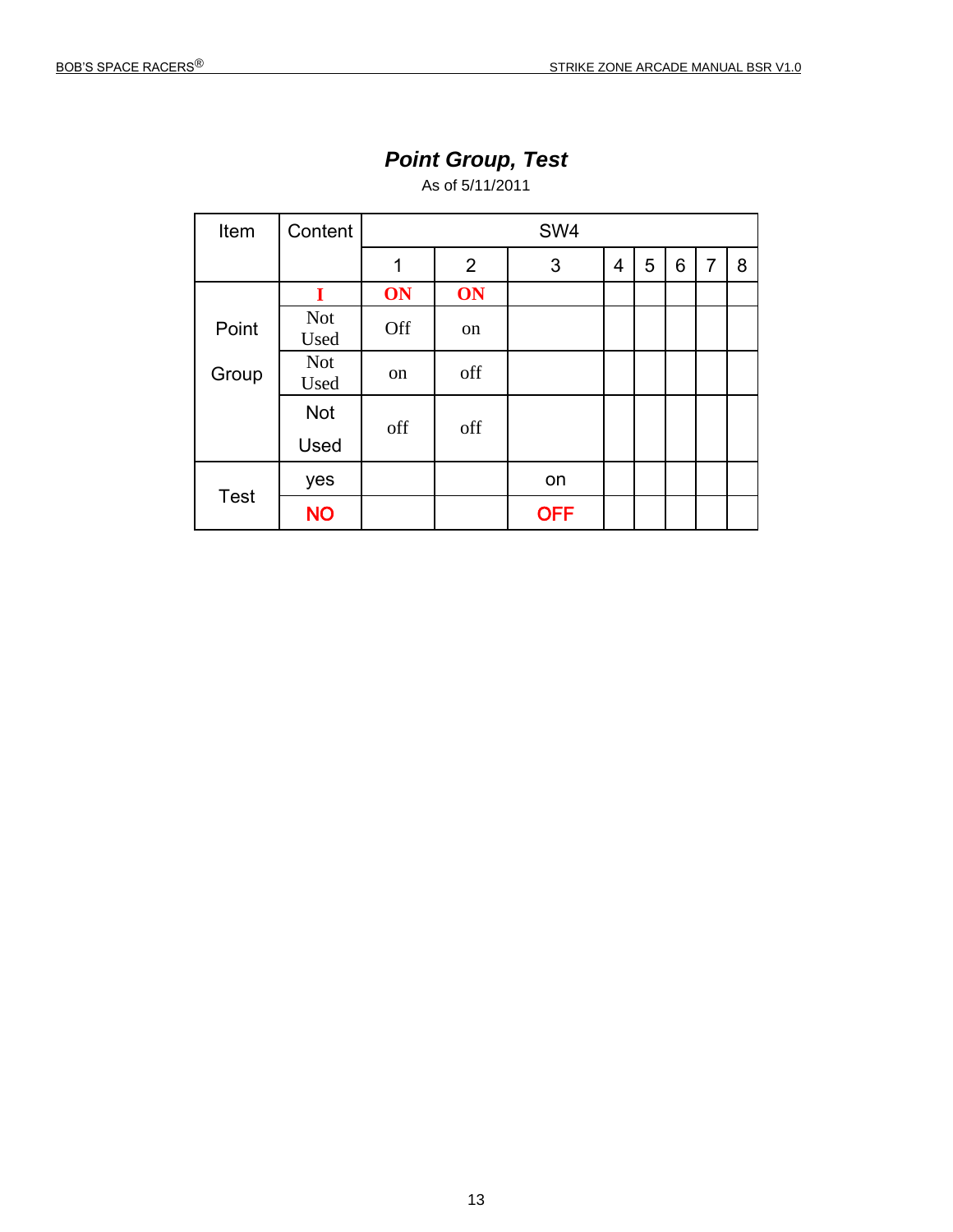### *Point Group, Test*

As of 5/11/2011

| Item | Content | SW4 | | | | | | | |
|---|---|---|---|---|---|---|---|---|---|
| | | 1 | 2 | 3 | 4 | 5 | 6 | 7 | 8 |
| Point Group | **I** | **ON** | **ON** | | | | | | |
| | Not Used | Off | on | | | | | | |
| | Not Used | on | off | | | | | | |
| | Not Used | off | off | | | | | | |
| Test | yes | | | on | | | | | |
| | **NO** | | | **OFF** | | | | | |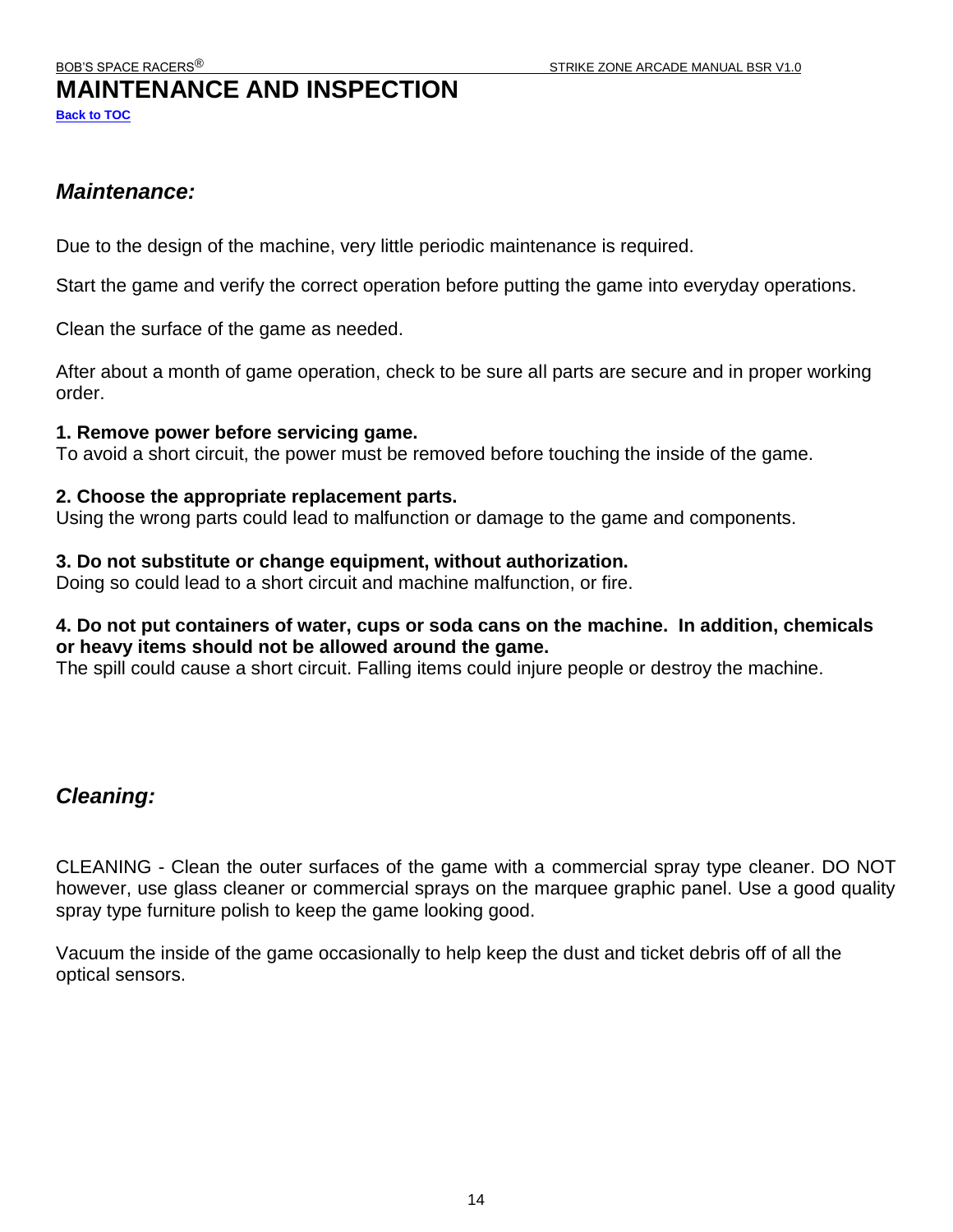# MAINTENANCE AND INSPECTION

Back to TOC

## *Maintenance:*

Due to the design of the machine, very little periodic maintenance is required.

Start the game and verify the correct operation before putting the game into everyday operations.

Clean the surface of the game as needed.

After about a month of game operation, check to be sure all parts are secure and in proper working order.

**1. Remove power before servicing game.**
To avoid a short circuit, the power must be removed before touching the inside of the game.

**2. Choose the appropriate replacement parts.**
Using the wrong parts could lead to malfunction or damage to the game and components.

**3. Do not substitute or change equipment, without authorization.**
Doing so could lead to a short circuit and machine malfunction, or fire.

**4. Do not put containers of water, cups or soda cans on the machine. In addition, chemicals or heavy items should not be allowed around the game.**
The spill could cause a short circuit. Falling items could injure people or destroy the machine.

## *Cleaning:*

CLEANING - Clean the outer surfaces of the game with a commercial spray type cleaner. DO NOT however, use glass cleaner or commercial sprays on the marquee graphic panel. Use a good quality spray type furniture polish to keep the game looking good.

Vacuum the inside of the game occasionally to help keep the dust and ticket debris off of all the optical sensors.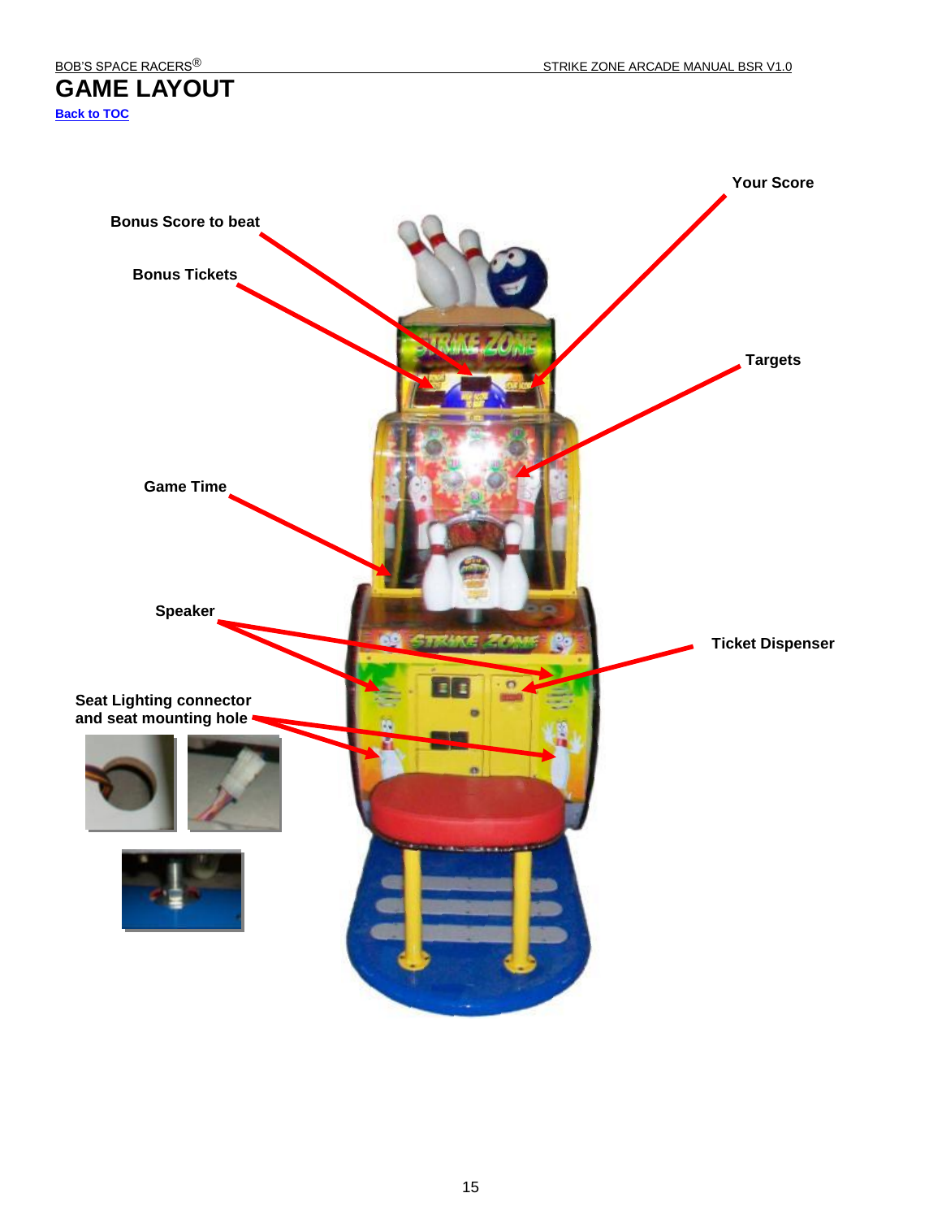# GAME LAYOUT

Back to TOC

Your Score

Bonus Score to beat

Bonus Tickets

Targets

Game Time

Speaker

Ticket Dispenser

Seat Lighting connector and seat mounting hole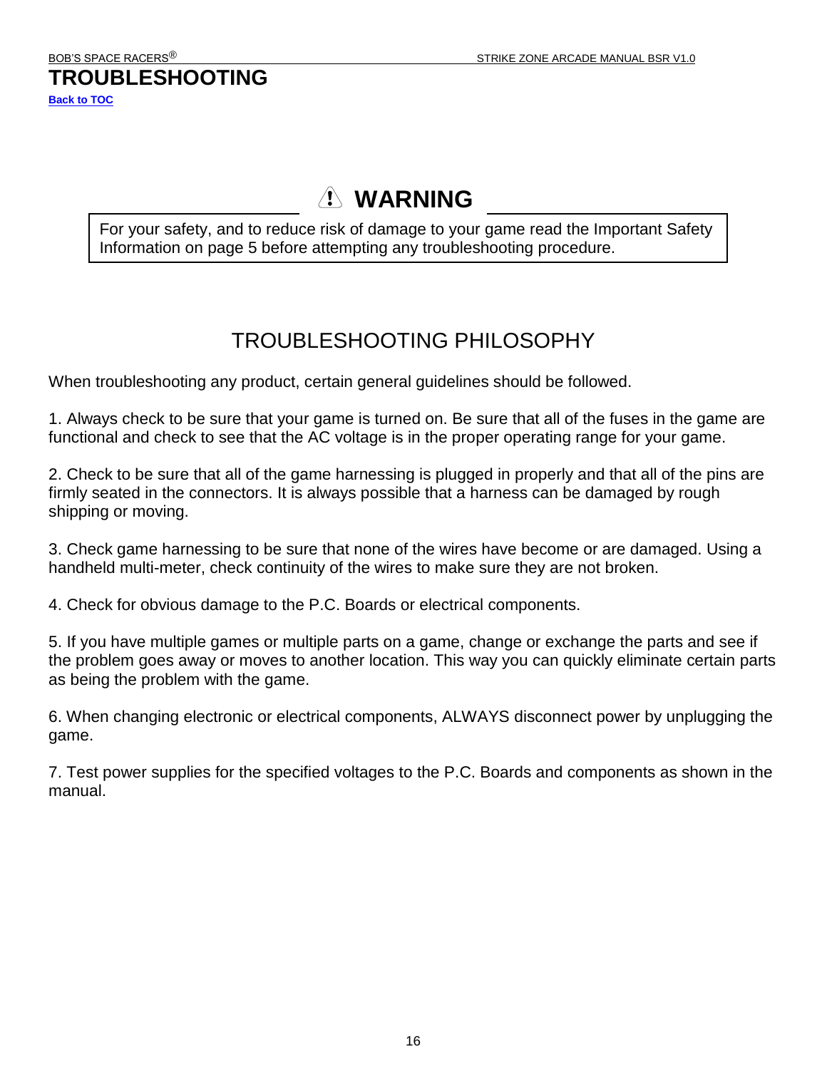# TROUBLESHOOTING

Back to TOC

## ⚠ WARNING

For your safety, and to reduce risk of damage to your game read the Important Safety Information on page 5 before attempting any troubleshooting procedure.

## TROUBLESHOOTING PHILOSOPHY

When troubleshooting any product, certain general guidelines should be followed.

1. Always check to be sure that your game is turned on. Be sure that all of the fuses in the game are functional and check to see that the AC voltage is in the proper operating range for your game.

2. Check to be sure that all of the game harnessing is plugged in properly and that all of the pins are firmly seated in the connectors. It is always possible that a harness can be damaged by rough shipping or moving.

3. Check game harnessing to be sure that none of the wires have become or are damaged. Using a handheld multi-meter, check continuity of the wires to make sure they are not broken.

4. Check for obvious damage to the P.C. Boards or electrical components.

5. If you have multiple games or multiple parts on a game, change or exchange the parts and see if the problem goes away or moves to another location. This way you can quickly eliminate certain parts as being the problem with the game.

6. When changing electronic or electrical components, ALWAYS disconnect power by unplugging the game.

7. Test power supplies for the specified voltages to the P.C. Boards and components as shown in the manual.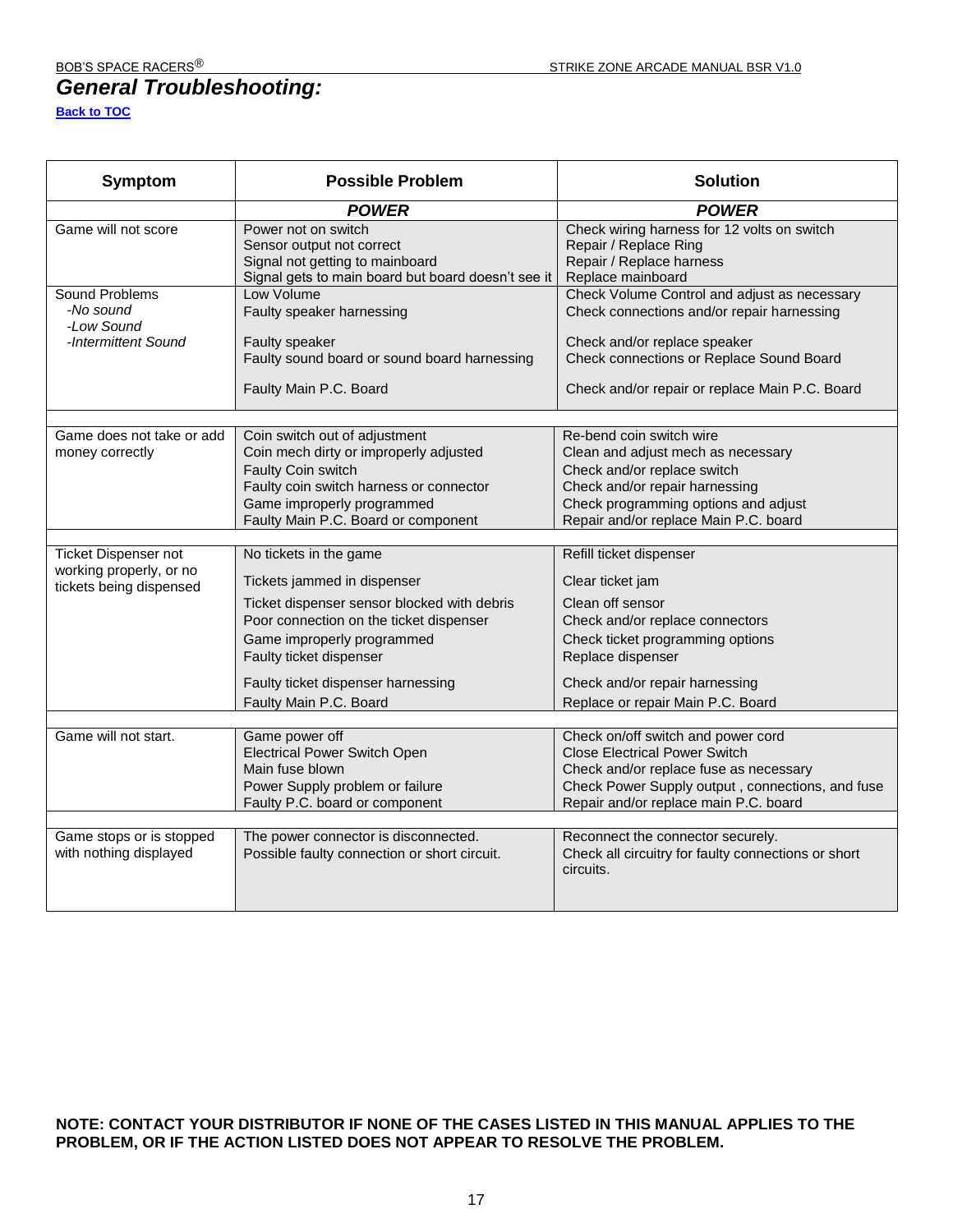## General Troubleshooting:

[Back to TOC]

| Symptom | Possible Problem | Solution |
|---|---|---|
| | ***POWER*** | ***POWER*** |
| Game will not score | Power not on switch<br>Sensor output not correct<br>Signal not getting to mainboard<br>Signal gets to main board but board doesn't see it | Check wiring harness for 12 volts on switch<br>Repair / Replace Ring<br>Repair / Replace harness<br>Replace mainboard |
| Sound Problems<br>*-No sound*<br>*-Low Sound*<br>*-Intermittent Sound* | Low Volume<br>Faulty speaker harnessing<br>Faulty speaker<br>Faulty sound board or sound board harnessing<br>Faulty Main P.C. Board | Check Volume Control and adjust as necessary<br>Check connections and/or repair harnessing<br>Check and/or replace speaker<br>Check connections or Replace Sound Board<br>Check and/or repair or replace Main P.C. Board |
| | | |
| Game does not take or add money correctly | Coin switch out of adjustment<br>Coin mech dirty or improperly adjusted<br>Faulty Coin switch<br>Faulty coin switch harness or connector<br>Game improperly programmed<br>Faulty Main P.C. Board or component | Re-bend coin switch wire<br>Clean and adjust mech as necessary<br>Check and/or replace switch<br>Check and/or repair harnessing<br>Check programming options and adjust<br>Repair and/or replace Main P.C. board |
| | | |
| Ticket Dispenser not working properly, or no tickets being dispensed | No tickets in the game<br>Tickets jammed in dispenser<br>Ticket dispenser sensor blocked with debris<br>Poor connection on the ticket dispenser<br>Game improperly programmed<br>Faulty ticket dispenser<br>Faulty ticket dispenser harnessing<br>Faulty Main P.C. Board | Refill ticket dispenser<br>Clear ticket jam<br>Clean off sensor<br>Check and/or replace connectors<br>Check ticket programming options<br>Replace dispenser<br>Check and/or repair harnessing<br>Replace or repair Main P.C. Board |
| | | |
| Game will not start. | Game power off<br>Electrical Power Switch Open<br>Main fuse blown<br>Power Supply problem or failure<br>Faulty P.C. board or component | Check on/off switch and power cord<br>Close Electrical Power Switch<br>Check and/or replace fuse as necessary<br>Check Power Supply output , connections, and fuse<br>Repair and/or replace main P.C. board |
| | | |
| Game stops or is stopped with nothing displayed | The power connector is disconnected.<br>Possible faulty connection or short circuit. | Reconnect the connector securely.<br>Check all circuitry for faulty connections or short circuits. |

**NOTE: CONTACT YOUR DISTRIBUTOR IF NONE OF THE CASES LISTED IN THIS MANUAL APPLIES TO THE PROBLEM, OR IF THE ACTION LISTED DOES NOT APPEAR TO RESOLVE THE PROBLEM.**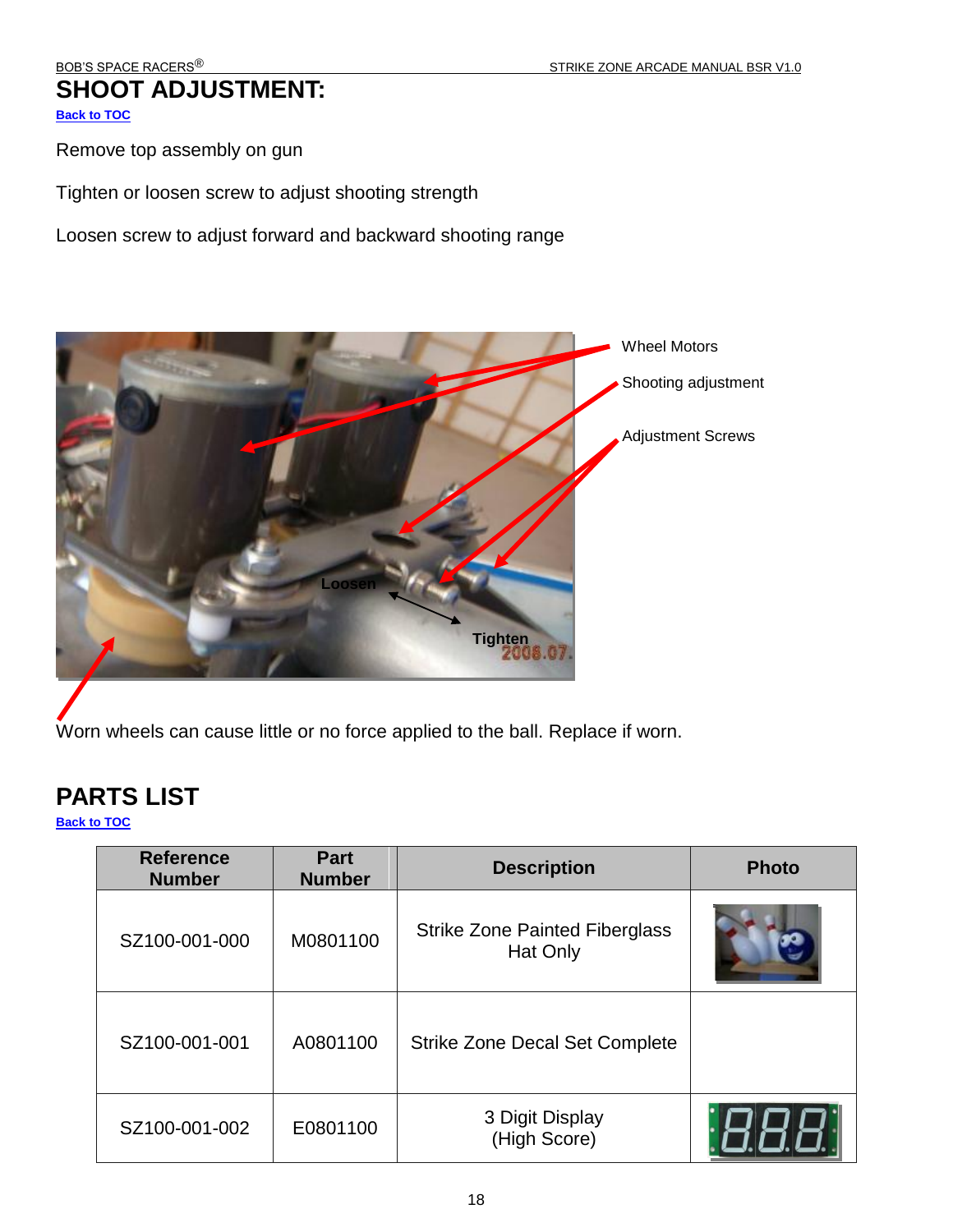# SHOOT ADJUSTMENT:

Back to TOC

Remove top assembly on gun

Tighten or loosen screw to adjust shooting strength

Loosen screw to adjust forward and backward shooting range

Wheel Motors

Shooting adjustment

Adjustment Screws

Loosen

Tighten

Worn wheels can cause little or no force applied to the ball. Replace if worn.

# PARTS LIST

Back to TOC

| Reference Number | Part Number | Description | Photo |
|---|---|---|---|
| SZ100-001-000 | M0801100 | Strike Zone Painted Fiberglass Hat Only | |
| SZ100-001-001 | A0801100 | Strike Zone Decal Set Complete | |
| SZ100-001-002 | E0801100 | 3 Digit Display (High Score) | |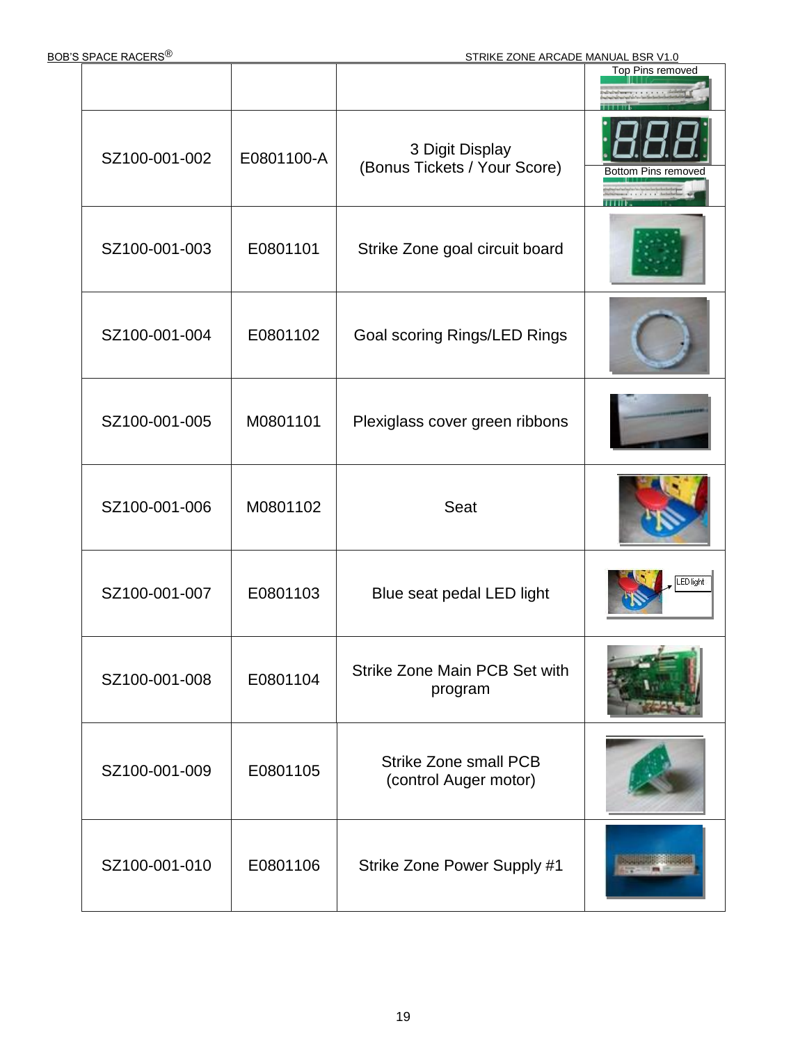| | | | |
|---|---|---|---|
| | | | Top Pins removed |
| SZ100-001-002 | E0801100-A | 3 Digit Display<br>(Bonus Tickets / Your Score) | Bottom Pins removed |
| SZ100-001-003 | E0801101 | Strike Zone goal circuit board | |
| SZ100-001-004 | E0801102 | Goal scoring Rings/LED Rings | |
| SZ100-001-005 | M0801101 | Plexiglass cover green ribbons | |
| SZ100-001-006 | M0801102 | Seat | |
| SZ100-001-007 | E0801103 | Blue seat pedal LED light | LED light |
| SZ100-001-008 | E0801104 | Strike Zone Main PCB Set with program | |
| SZ100-001-009 | E0801105 | Strike Zone small PCB<br>(control Auger motor) | |
| SZ100-001-010 | E0801106 | Strike Zone Power Supply #1 | |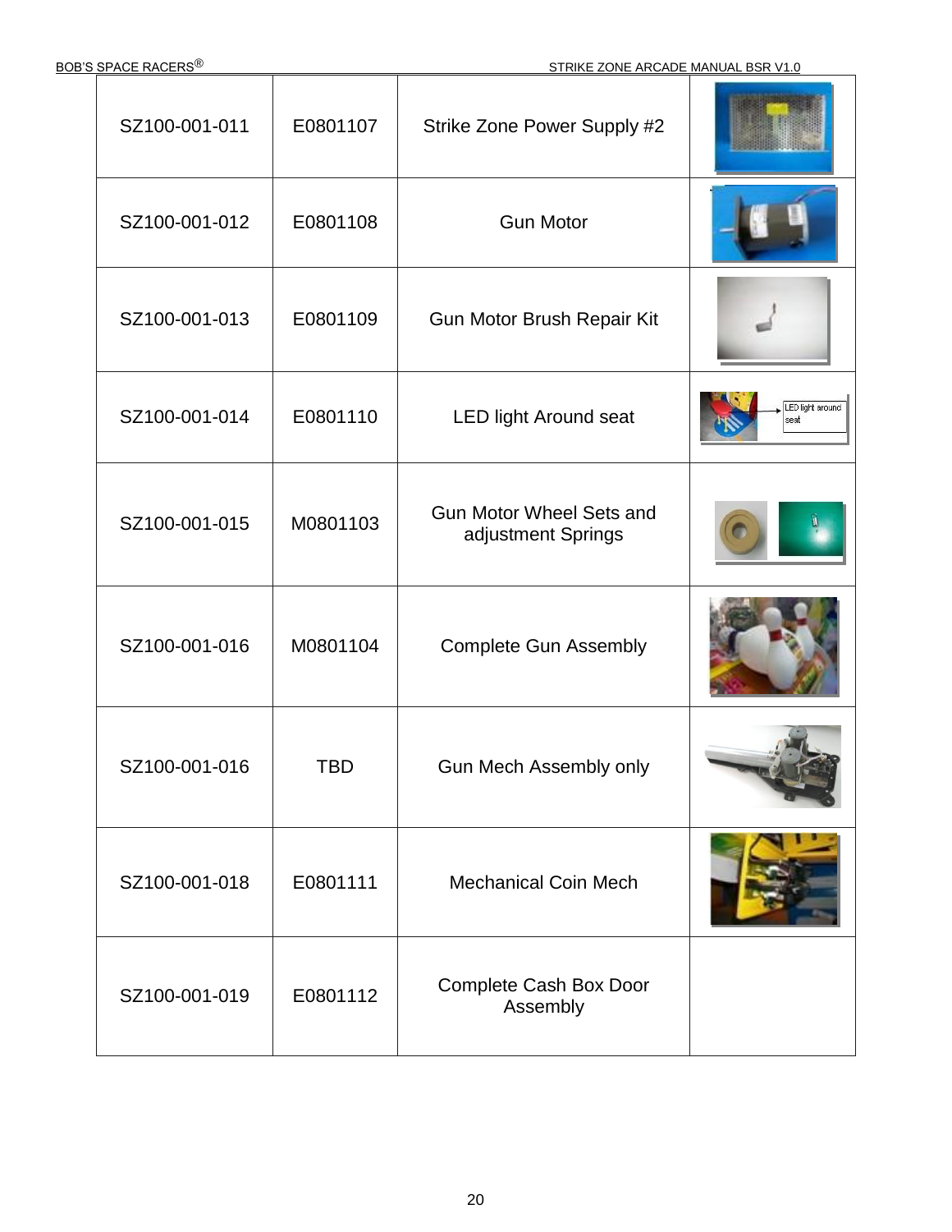| | | | |
|---|---|---|---|
| SZ100-001-011 | E0801107 | Strike Zone Power Supply #2 | |
| SZ100-001-012 | E0801108 | Gun Motor | |
| SZ100-001-013 | E0801109 | Gun Motor Brush Repair Kit | |
| SZ100-001-014 | E0801110 | LED light Around seat | LED light around seat |
| SZ100-001-015 | M0801103 | Gun Motor Wheel Sets and adjustment Springs | |
| SZ100-001-016 | M0801104 | Complete Gun Assembly | |
| SZ100-001-016 | TBD | Gun Mech Assembly only | |
| SZ100-001-018 | E0801111 | Mechanical Coin Mech | |
| SZ100-001-019 | E0801112 | Complete Cash Box Door Assembly | |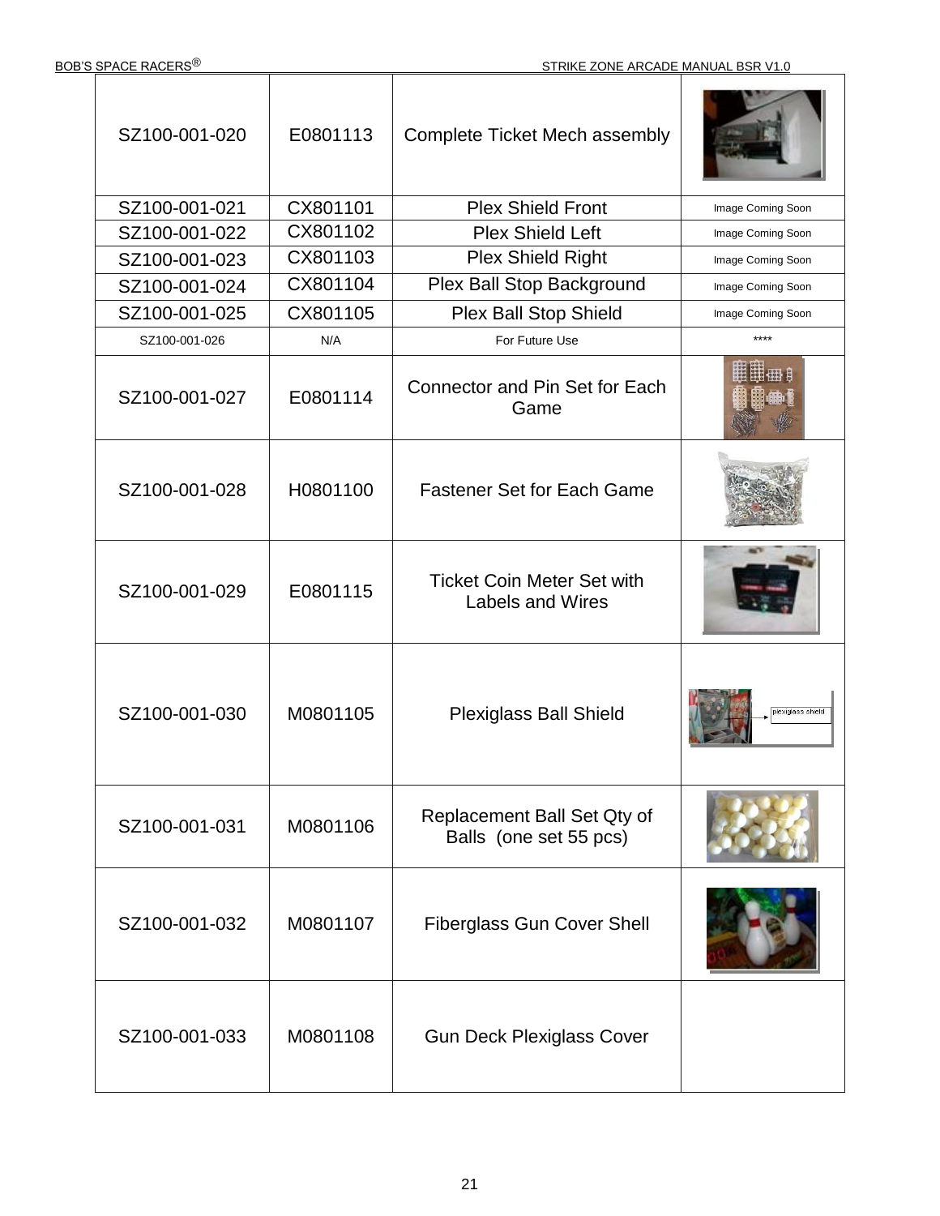| | | | |
|---|---|---|---|
| SZ100-001-020 | E0801113 | Complete Ticket Mech assembly | |
| SZ100-001-021 | CX801101 | Plex Shield Front | Image Coming Soon |
| SZ100-001-022 | CX801102 | Plex Shield Left | Image Coming Soon |
| SZ100-001-023 | CX801103 | Plex Shield Right | Image Coming Soon |
| SZ100-001-024 | CX801104 | Plex Ball Stop Background | Image Coming Soon |
| SZ100-001-025 | CX801105 | Plex Ball Stop Shield | Image Coming Soon |
| SZ100-001-026 | N/A | For Future Use | **** |
| SZ100-001-027 | E0801114 | Connector and Pin Set for Each Game | |
| SZ100-001-028 | H0801100 | Fastener Set for Each Game | |
| SZ100-001-029 | E0801115 | Ticket Coin Meter Set with Labels and Wires | |
| SZ100-001-030 | M0801105 | Plexiglass Ball Shield | |
| SZ100-001-031 | M0801106 | Replacement Ball Set Qty of Balls (one set 55 pcs) | |
| SZ100-001-032 | M0801107 | Fiberglass Gun Cover Shell | |
| SZ100-001-033 | M0801108 | Gun Deck Plexiglass Cover | |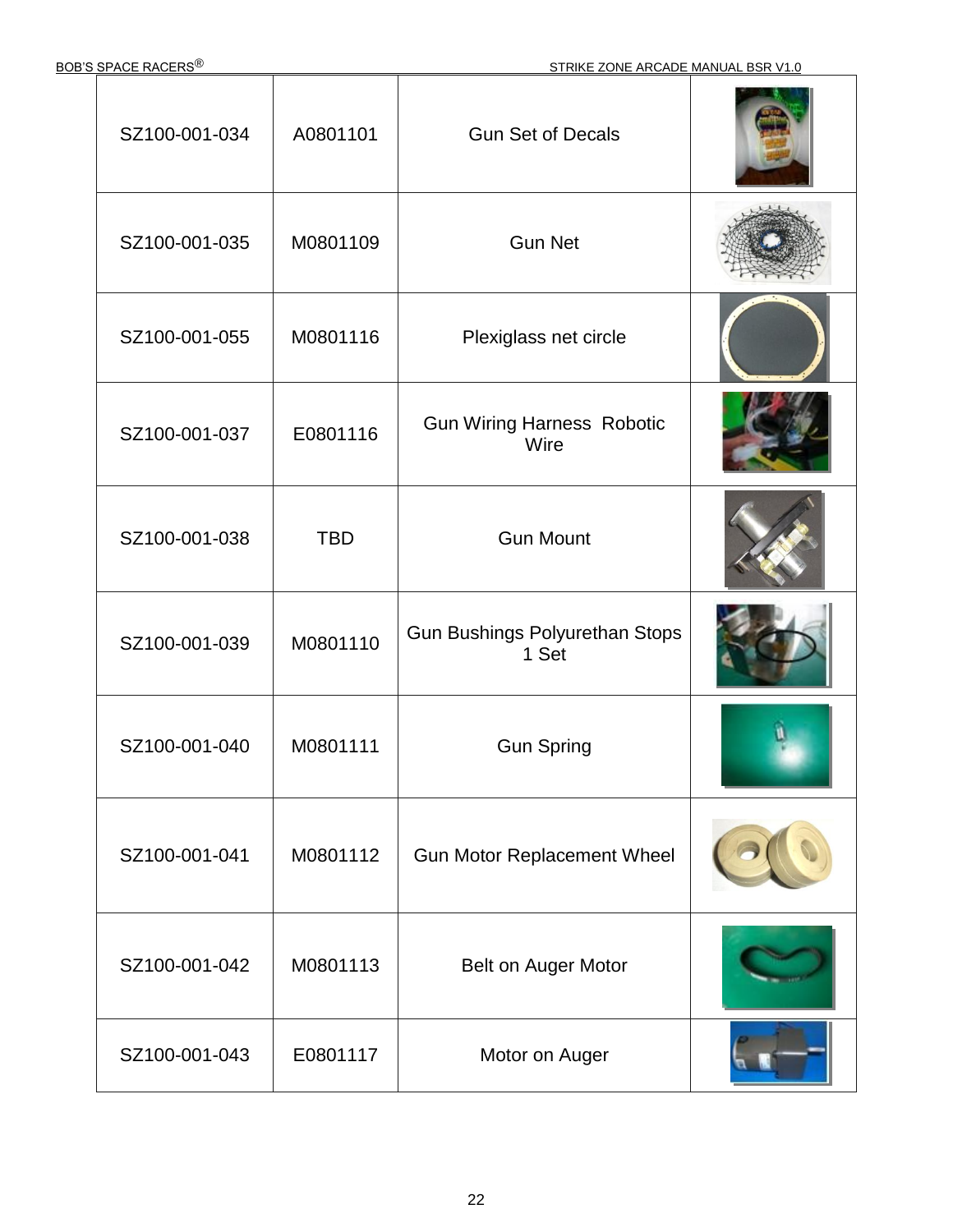| | | | |
|---|---|---|---|
| SZ100-001-034 | A0801101 | Gun Set of Decals | |
| SZ100-001-035 | M0801109 | Gun Net | |
| SZ100-001-055 | M0801116 | Plexiglass net circle | |
| SZ100-001-037 | E0801116 | Gun Wiring Harness Robotic Wire | |
| SZ100-001-038 | TBD | Gun Mount | |
| SZ100-001-039 | M0801110 | Gun Bushings Polyurethan Stops 1 Set | |
| SZ100-001-040 | M0801111 | Gun Spring | |
| SZ100-001-041 | M0801112 | Gun Motor Replacement Wheel | |
| SZ100-001-042 | M0801113 | Belt on Auger Motor | |
| SZ100-001-043 | E0801117 | Motor on Auger | |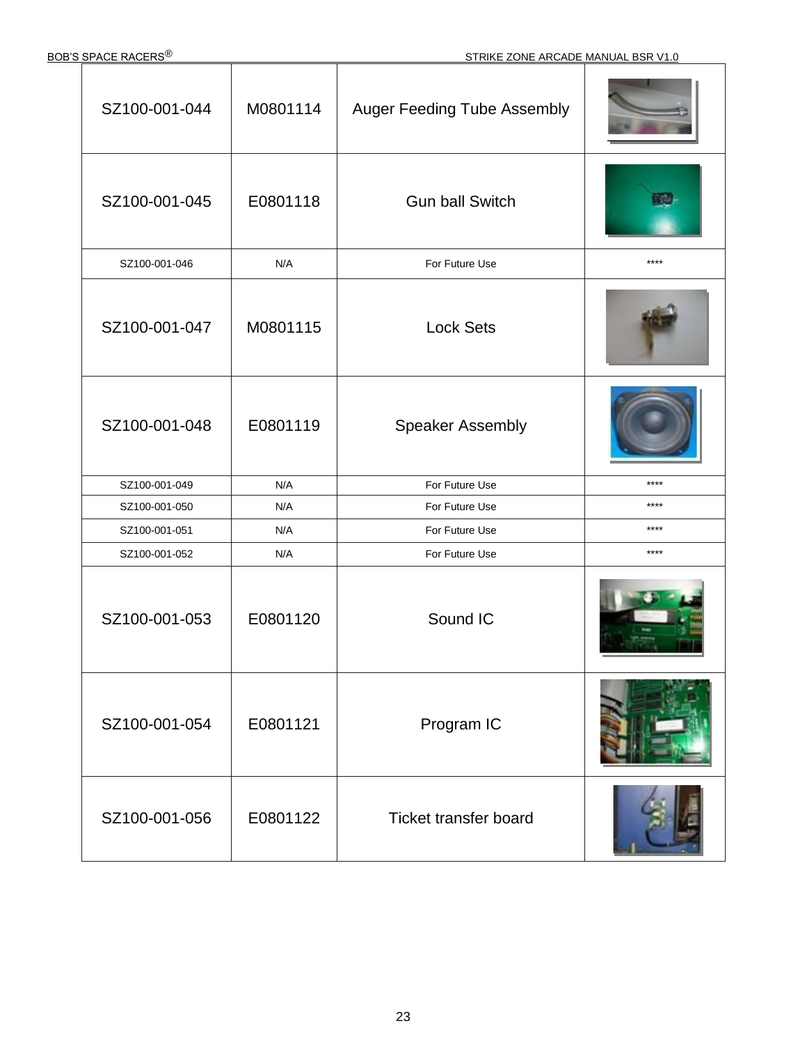| | | | |
|---|---|---|---|
| SZ100-001-044 | M0801114 | Auger Feeding Tube Assembly | |
| SZ100-001-045 | E0801118 | Gun ball Switch | |
| SZ100-001-046 | N/A | For Future Use | **** |
| SZ100-001-047 | M0801115 | Lock Sets | |
| SZ100-001-048 | E0801119 | Speaker Assembly | |
| SZ100-001-049 | N/A | For Future Use | **** |
| SZ100-001-050 | N/A | For Future Use | **** |
| SZ100-001-051 | N/A | For Future Use | **** |
| SZ100-001-052 | N/A | For Future Use | **** |
| SZ100-001-053 | E0801120 | Sound IC | |
| SZ100-001-054 | E0801121 | Program IC | |
| SZ100-001-056 | E0801122 | Ticket transfer board | |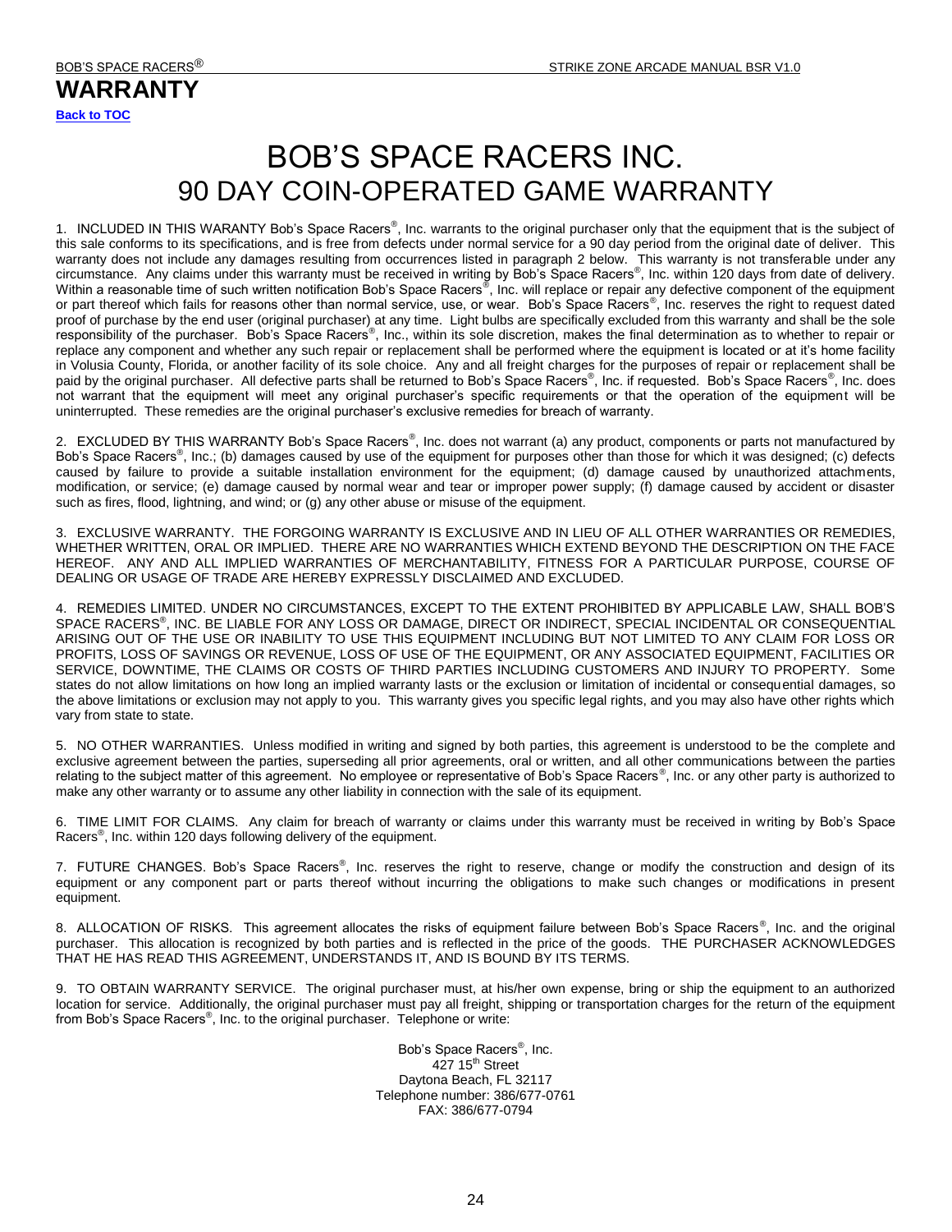# WARRANTY

[Back to TOC]

# BOB'S SPACE RACERS INC.
## 90 DAY COIN-OPERATED GAME WARRANTY

1. INCLUDED IN THIS WARRANTY Bob's Space Racers®, Inc. warrants to the original purchaser only that the equipment that is the subject of this sale conforms to its specifications, and is free from defects under normal service for a 90 day period from the original date of deliver. This warranty does not include any damages resulting from occurrences listed in paragraph 2 below. This warranty is not transferable under any circumstance. Any claims under this warranty must be received in writing by Bob's Space Racers®, Inc. within 120 days from date of delivery. Within a reasonable time of such written notification Bob's Space Racers®, Inc. will replace or repair any defective component of the equipment or part thereof which fails for reasons other than normal service, use, or wear. Bob's Space Racers®, Inc. reserves the right to request dated proof of purchase by the end user (original purchaser) at any time. Light bulbs are specifically excluded from this warranty and shall be the sole responsibility of the purchaser. Bob's Space Racers®, Inc., within its sole discretion, makes the final determination as to whether to repair or replace any component and whether any such repair or replacement shall be performed where the equipment is located or at it's home facility in Volusia County, Florida, or another facility of its sole choice. Any and all freight charges for the purposes of repair or replacement shall be paid by the original purchaser. All defective parts shall be returned to Bob's Space Racers®, Inc. if requested. Bob's Space Racers®, Inc. does not warrant that the equipment will meet any original purchaser's specific requirements or that the operation of the equipment will be uninterrupted. These remedies are the original purchaser's exclusive remedies for breach of warranty.

2. EXCLUDED BY THIS WARRANTY Bob's Space Racers®, Inc. does not warrant (a) any product, components or parts not manufactured by Bob's Space Racers®, Inc.; (b) damages caused by use of the equipment for purposes other than those for which it was designed; (c) defects caused by failure to provide a suitable installation environment for the equipment; (d) damage caused by unauthorized attachments, modification, or service; (e) damage caused by normal wear and tear or improper power supply; (f) damage caused by accident or disaster such as fires, flood, lightning, and wind; or (g) any other abuse or misuse of the equipment.

3. EXCLUSIVE WARRANTY. THE FORGOING WARRANTY IS EXCLUSIVE AND IN LIEU OF ALL OTHER WARRANTIES OR REMEDIES, WHETHER WRITTEN, ORAL OR IMPLIED. THERE ARE NO WARRANTIES WHICH EXTEND BEYOND THE DESCRIPTION ON THE FACE HEREOF. ANY AND ALL IMPLIED WARRANTIES OF MERCHANTABILITY, FITNESS FOR A PARTICULAR PURPOSE, COURSE OF DEALING OR USAGE OF TRADE ARE HEREBY EXPRESSLY DISCLAIMED AND EXCLUDED.

4. REMEDIES LIMITED. UNDER NO CIRCUMSTANCES, EXCEPT TO THE EXTENT PROHIBITED BY APPLICABLE LAW, SHALL BOB'S SPACE RACERS®, INC. BE LIABLE FOR ANY LOSS OR DAMAGE, DIRECT OR INDIRECT, SPECIAL INCIDENTAL OR CONSEQUENTIAL ARISING OUT OF THE USE OR INABILITY TO USE THIS EQUIPMENT INCLUDING BUT NOT LIMITED TO ANY CLAIM FOR LOSS OR PROFITS, LOSS OF SAVINGS OR REVENUE, LOSS OF USE OF THE EQUIPMENT, OR ANY ASSOCIATED EQUIPMENT, FACILITIES OR SERVICE, DOWNTIME, THE CLAIMS OR COSTS OF THIRD PARTIES INCLUDING CUSTOMERS AND INJURY TO PROPERTY. Some states do not allow limitations on how long an implied warranty lasts or the exclusion or limitation of incidental or consequential damages, so the above limitations or exclusion may not apply to you. This warranty gives you specific legal rights, and you may also have other rights which vary from state to state.

5. NO OTHER WARRANTIES. Unless modified in writing and signed by both parties, this agreement is understood to be the complete and exclusive agreement between the parties, superseding all prior agreements, oral or written, and all other communications between the parties relating to the subject matter of this agreement. No employee or representative of Bob's Space Racers®, Inc. or any other party is authorized to make any other warranty or to assume any other liability in connection with the sale of its equipment.

6. TIME LIMIT FOR CLAIMS. Any claim for breach of warranty or claims under this warranty must be received in writing by Bob's Space Racers®, Inc. within 120 days following delivery of the equipment.

7. FUTURE CHANGES. Bob's Space Racers®, Inc. reserves the right to reserve, change or modify the construction and design of its equipment or any component part or parts thereof without incurring the obligations to make such changes or modifications in present equipment.

8. ALLOCATION OF RISKS. This agreement allocates the risks of equipment failure between Bob's Space Racers®, Inc. and the original purchaser. This allocation is recognized by both parties and is reflected in the price of the goods. THE PURCHASER ACKNOWLEDGES THAT HE HAS READ THIS AGREEMENT, UNDERSTANDS IT, AND IS BOUND BY ITS TERMS.

9. TO OBTAIN WARRANTY SERVICE. The original purchaser must, at his/her own expense, bring or ship the equipment to an authorized location for service. Additionally, the original purchaser must pay all freight, shipping or transportation charges for the return of the equipment from Bob's Space Racers®, Inc. to the original purchaser. Telephone or write:

Bob's Space Racers®, Inc.
427 15th Street
Daytona Beach, FL 32117
Telephone number: 386/677-0761
FAX: 386/677-0794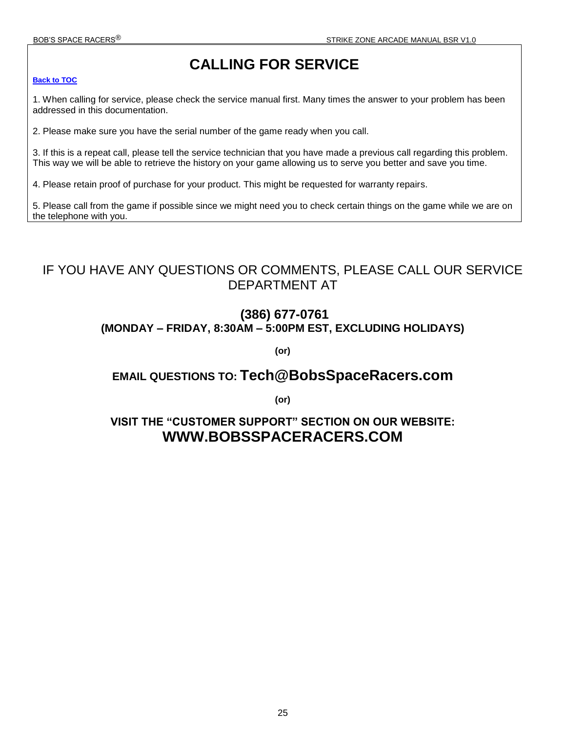# CALLING FOR SERVICE

**Back to TOC**

1. When calling for service, please check the service manual first. Many times the answer to your problem has been addressed in this documentation.

2. Please make sure you have the serial number of the game ready when you call.

3. If this is a repeat call, please tell the service technician that you have made a previous call regarding this problem. This way we will be able to retrieve the history on your game allowing us to serve you better and save you time.

4. Please retain proof of purchase for your product. This might be requested for warranty repairs.

5. Please call from the game if possible since we might need you to check certain things on the game while we are on the telephone with you.

IF YOU HAVE ANY QUESTIONS OR COMMENTS, PLEASE CALL OUR SERVICE DEPARTMENT AT

**(386) 677-0761**
**(MONDAY – FRIDAY, 8:30AM – 5:00PM EST, EXCLUDING HOLIDAYS)**

**(or)**

**EMAIL QUESTIONS TO: Tech@BobsSpaceRacers.com**

**(or)**

**VISIT THE "CUSTOMER SUPPORT" SECTION ON OUR WEBSITE:**
**WWW.BOBSSPACERACERS.COM**